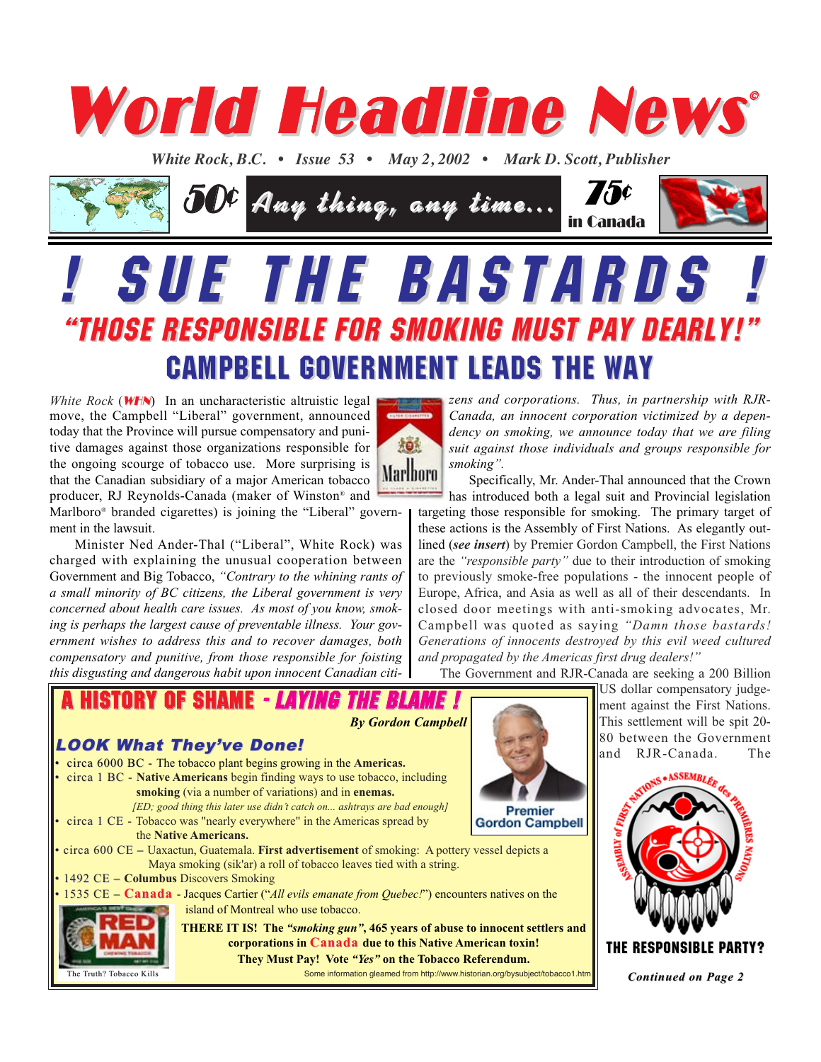# World Headline News©

*White Rock, B.C. • Issue 53 • May 2, 2002 • Mark D. Scott, Publisher*

50¢ *Any thing, any time...* 75¢ in Canada

# ! SUE THE BASTARDS !

## "THOSE RESPONSIBLE FOR SMOKING MUST PAY DEARLY!"

## CAMPBELL GOVERNMENT LEADS THE WAY

*White Rock* (**WHN**) In an uncharacteristic altruistic legal move, the Campbell "Liberal" government, announced today that the Province will pursue compensatory and punitive damages against those organizations responsible for the ongoing scourge of tobacco use. More surprising is that the Canadian subsidiary of a major American tobacco producer, RJ Reynolds-Canada (maker of Winston® and Marlboro® branded cigarettes) is joining the "Liberal" government in the lawsuit.

Minister Ned Ander-Thal ("Liberal", White Rock) was charged with explaining the unusual cooperation between Government and Big Tobacco, *"Contrary to the whining rants of a small minority of BC citizens, the Liberal government is very concerned about health care issues. As most of you know, smoking is perhaps the largest cause of preventable illness. Your government wishes to address this and to recover damages, both compensatory and punitive, from those responsible for foisting this disgusting and dangerous habit upon innocent Canadian citizens and corporations. Thus, in partnership with RJR-Canada, an innocent corporation victimized by a dependency on smoking, we announce today that we are filing suit against those individuals and groups responsible for smoking".*

Specifically, Mr. Ander-Thal announced that the Crown has introduced both a legal suit and Provincial legislation targeting those responsible for smoking. The primary target of these actions is the Assembly of First Nations. As elegantly outlined (***see insert***) by Premier Gordon Campbell, the First Nations are the *"responsible party"* due to their introduction of smoking to previously smoke-free populations - the innocent people of Europe, Africa, and Asia as well as all of their descendants. In closed door meetings with anti-smoking advocates, Mr. Campbell was quoted as saying *"Damn those bastards! Generations of innocents destroyed by this evil weed cultured and propagated by the Americas first drug dealers!"*

The Government and RJR-Canada are seeking a 200 Billion US dollar compensatory judgement against the First Nations. This settlement will be spit 20-80 between the Government and RJR-Canada. The

**THE RESPONSIBLE PARTY?**

*Continued on Page 2*

---

## A HISTORY OF SHAME - *LAYING THE BLAME !*

***By Gordon Campbell***

### *LOOK What They've Done!*

- circa 6000 BC - The tobacco plant begins growing in the **Americas.**
- circa 1 BC - **Native Americans** begin finding ways to use tobacco, including **smoking** (via a number of variations) and in **enemas.**
  *[ED; good thing this later use didn't catch on... ashtrays are bad enough]*
- circa 1 CE - Tobacco was "nearly everywhere" in the Americas spread by the **Native Americans.**
- circa 600 CE – Uaxactun, Guatemala. **First advertisement** of smoking: A pottery vessel depicts a Maya smoking (sik'ar) a roll of tobacco leaves tied with a string.
- 1492 CE – **Columbus** Discovers Smoking
- 1535 CE – **Canada** - Jacques Cartier ("*All evils emanate from Quebec!*") encounters natives on the island of Montreal who use tobacco.

Premier Gordon Campbell

**THERE IT IS! The *"smoking gun"*, 465 years of abuse to innocent settlers and corporations in Canada due to this Native American toxin!**

**They Must Pay! Vote *"Yes"* on the Tobacco Referendum.**

The Truth? Tobacco Kills

Some information gleamed from http://www.historian.org/bysubject/tobacco1.htm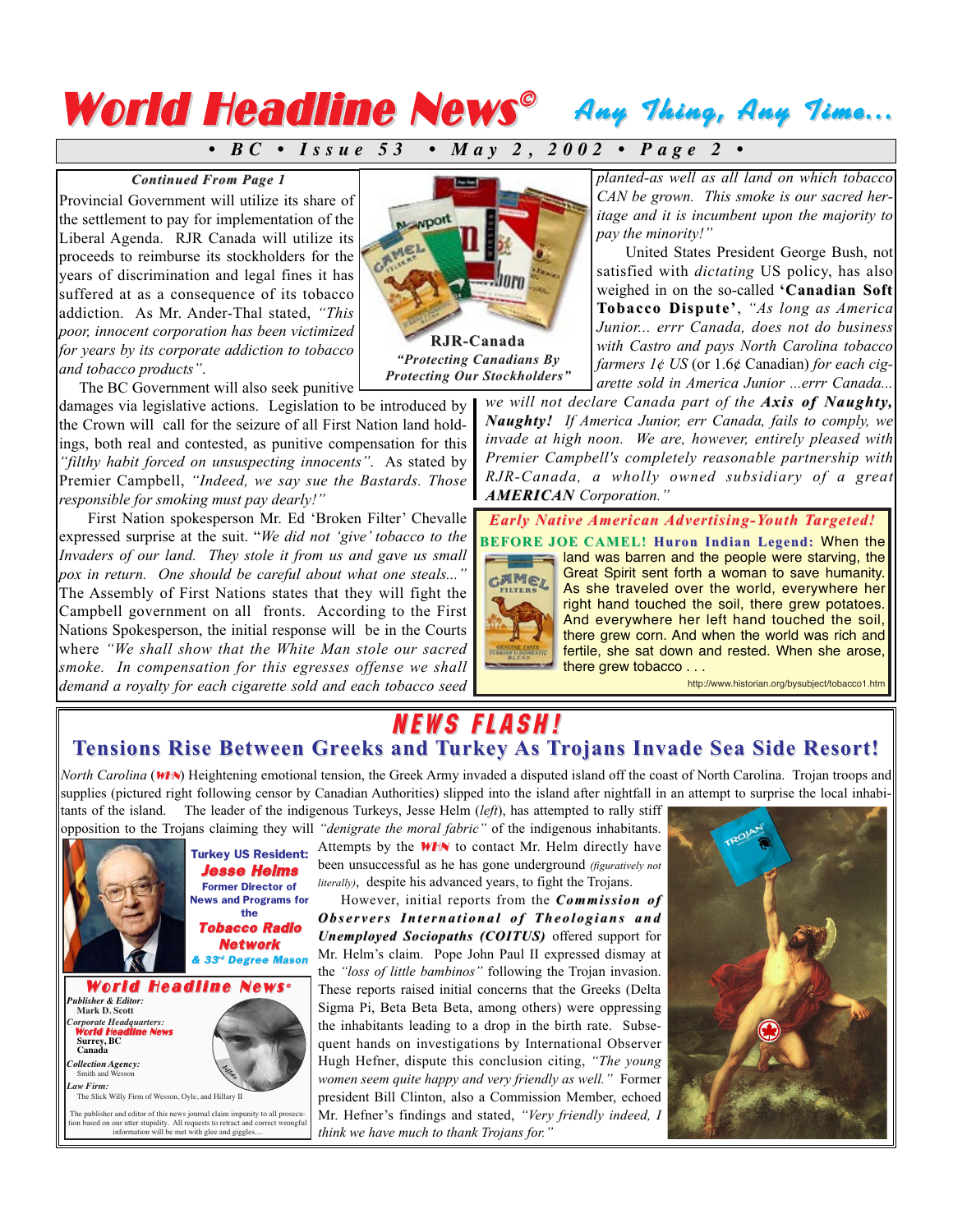# World Headline News© *Any Thing, Any Time...*

*Continued From Page 1*

Provincial Government will utilize its share of the settlement to pay for implementation of the Liberal Agenda. RJR Canada will utilize its proceeds to reimburse its stockholders for the years of discrimination and legal fines it has suffered at as a consequence of its tobacco addiction. As Mr. Ander-Thal stated, *"This poor, innocent corporation has been victimized for years by its corporate addiction to tobacco and tobacco products"*.

**RJR-Canada**
*"Protecting Canadians By Protecting Our Stockholders"*

The BC Government will also seek punitive damages via legislative actions. Legislation to be introduced by the Crown will call for the seizure of all First Nation land holdings, both real and contested, as punitive compensation for this *"filthy habit forced on unsuspecting innocents"*. As stated by Premier Campbell, *"Indeed, we say sue the Bastards. Those responsible for smoking must pay dearly!"*

First Nation spokesperson Mr. Ed 'Broken Filter' Chevalle expressed surprise at the suit. "*We did not 'give' tobacco to the Invaders of our land. They stole it from us and gave us small pox in return. One should be careful about what one steals..."* The Assembly of First Nations states that they will fight the Campbell government on all fronts. According to the First Nations Spokesperson, the initial response will be in the Courts where *"We shall show that the White Man stole our sacred smoke. In compensation for this egresses offense we shall demand a royalty for each cigarette sold and each tobacco seed planted-as well as all land on which tobacco CAN be grown. This smoke is our sacred heritage and it is incumbent upon the majority to pay the minority!"*

United States President George Bush, not satisfied with *dictating* US policy, has also weighed in on the so-called **'Canadian Soft Tobacco Dispute'**, *"As long as America Junior... errr Canada, does not do business with Castro and pays North Carolina tobacco farmers 1¢ US* (or 1.6¢ Canadian) *for each cigarette sold in America Junior ...errr Canada... we will not declare Canada part of the **Axis of Naughty, Naughty!** If America Junior, err Canada, fails to comply, we invade at high noon. We are, however, entirely pleased with Premier Campbell's completely reasonable partnership with RJR-Canada, a wholly owned subsidiary of a great **AMERICAN** Corporation."*

### *Early Native American Advertising-Youth Targeted!*

**BEFORE JOE CAMEL! Huron Indian Legend:** When the land was barren and the people were starving, the Great Spirit sent forth a woman to save humanity. As she traveled over the world, everywhere her right hand touched the soil, there grew potatoes. And everywhere her left hand touched the soil, there grew corn. And when the world was rich and fertile, she sat down and rested. When she arose, there grew tobacco . . .

http://www.historian.org/bysubject/tobacco1.htm

## *NEWS FLASH!*

## Tensions Rise Between Greeks and Turkey As Trojans Invade Sea Side Resort!

*North Carolina* (WHN) Heightening emotional tension, the Greek Army invaded a disputed island off the coast of North Carolina. Trojan troops and supplies (pictured right following censor by Canadian Authorities) slipped into the island after nightfall in an attempt to surprise the local inhabitants of the island. The leader of the indigenous Turkeys, Jesse Helm (*left*), has attempted to rally stiff opposition to the Trojans claiming they will *"denigrate the moral fabric"* of the indigenous inhabitants.

**Turkey US Resident: Jesse Helms**
Former Director of News and Programs for the **Tobacco Radio Network**
& 33rd Degree Mason

Attempts by the WHN to contact Mr. Helm directly have been unsuccessful as he has gone underground *(figuratively not literally)*, despite his advanced years, to fight the Trojans.

However, initial reports from the ***Commission of Observers International of Theologians and Unemployed Sociopaths (COITUS)*** offered support for Mr. Helm's claim. Pope John Paul II expressed dismay at the *"loss of little bambinos"* following the Trojan invasion. These reports raised initial concerns that the Greeks (Delta Sigma Pi, Beta Beta Beta, among others) were oppressing the inhabitants leading to a drop in the birth rate. Subsequent hands on investigations by International Observer Hugh Hefner, dispute this conclusion citing, *"The young women seem quite happy and very friendly as well."* Former president Bill Clinton, also a Commission Member, echoed Mr. Hefner's findings and stated, *"Very friendly indeed, I think we have much to thank Trojans for."*

---

**World Headline News©**

*Publisher & Editor:*
Mark D. Scott

*Corporate Headquarters:*
World Headline News
Surrey, BC
Canada

*Collection Agency:*
Smith and Wesson

*Law Firm:*
The Slick Willy Firm of Wesson, Oyle, and Hillary II

The publisher and editor of this news journal claim impunity to all prosecution based on our utter stupidity. All requests to retract and correct wrongful information will be met with glee and giggles....